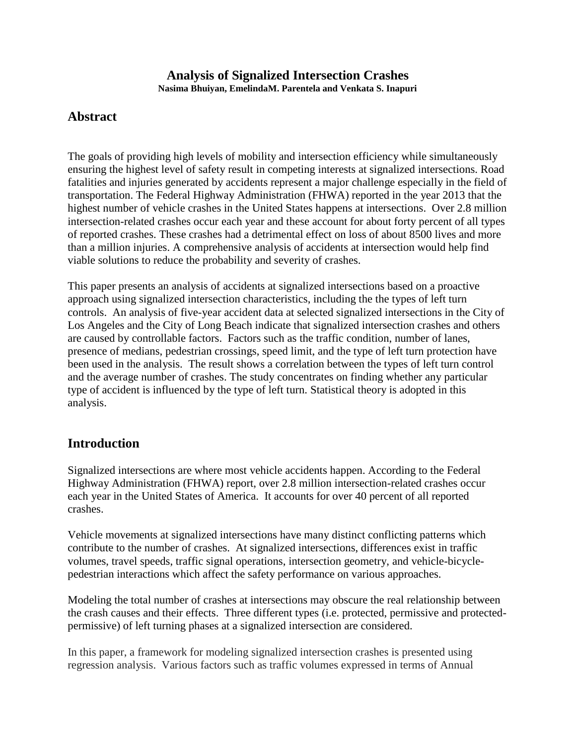# Analysis of Signalized Intersection Crashes

**Nasima Bhuiyan, EmelindaM. Parentela and Venkata S. Inapuri**

## Abstract

The goals of providing high levels of mobility and intersection efficiency while simultaneously ensuring the highest level of safety result in competing interests at signalized intersections. Road fatalities and injuries generated by accidents represent a major challenge especially in the field of transportation. The Federal Highway Administration (FHWA) reported in the year 2013 that the highest number of vehicle crashes in the United States happens at intersections. Over 2.8 million intersection-related crashes occur each year and these account for about forty percent of all types of reported crashes. These crashes had a detrimental effect on loss of about 8500 lives and more than a million injuries. A comprehensive analysis of accidents at intersection would help find viable solutions to reduce the probability and severity of crashes.

This paper presents an analysis of accidents at signalized intersections based on a proactive approach using signalized intersection characteristics, including the the types of left turn controls. An analysis of five-year accident data at selected signalized intersections in the City of Los Angeles and the City of Long Beach indicate that signalized intersection crashes and others are caused by controllable factors. Factors such as the traffic condition, number of lanes, presence of medians, pedestrian crossings, speed limit, and the type of left turn protection have been used in the analysis. The result shows a correlation between the types of left turn control and the average number of crashes. The study concentrates on finding whether any particular type of accident is influenced by the type of left turn. Statistical theory is adopted in this analysis.

## Introduction

Signalized intersections are where most vehicle accidents happen. According to the Federal Highway Administration (FHWA) report, over 2.8 million intersection-related crashes occur each year in the United States of America. It accounts for over 40 percent of all reported crashes.

Vehicle movements at signalized intersections have many distinct conflicting patterns which contribute to the number of crashes. At signalized intersections, differences exist in traffic volumes, travel speeds, traffic signal operations, intersection geometry, and vehicle-bicycle-pedestrian interactions which affect the safety performance on various approaches.

Modeling the total number of crashes at intersections may obscure the real relationship between the crash causes and their effects. Three different types (i.e. protected, permissive and protected-permissive) of left turning phases at a signalized intersection are considered.

In this paper, a framework for modeling signalized intersection crashes is presented using regression analysis. Various factors such as traffic volumes expressed in terms of Annual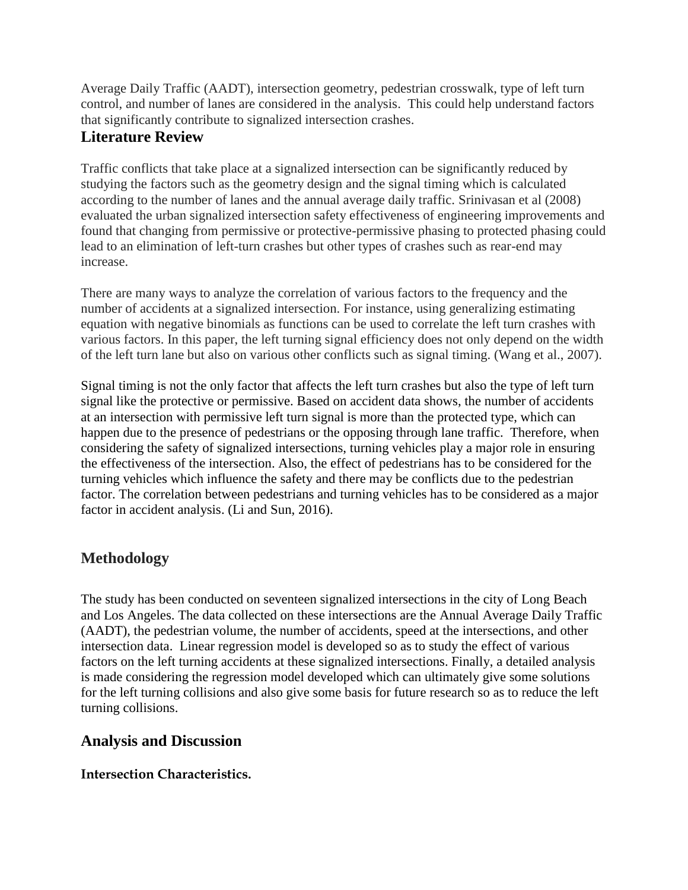Average Daily Traffic (AADT), intersection geometry, pedestrian crosswalk, type of left turn control, and number of lanes are considered in the analysis. This could help understand factors that significantly contribute to signalized intersection crashes.

## Literature Review

Traffic conflicts that take place at a signalized intersection can be significantly reduced by studying the factors such as the geometry design and the signal timing which is calculated according to the number of lanes and the annual average daily traffic. Srinivasan et al (2008) evaluated the urban signalized intersection safety effectiveness of engineering improvements and found that changing from permissive or protective-permissive phasing to protected phasing could lead to an elimination of left-turn crashes but other types of crashes such as rear-end may increase.

There are many ways to analyze the correlation of various factors to the frequency and the number of accidents at a signalized intersection. For instance, using generalizing estimating equation with negative binomials as functions can be used to correlate the left turn crashes with various factors. In this paper, the left turning signal efficiency does not only depend on the width of the left turn lane but also on various other conflicts such as signal timing. (Wang et al., 2007).

Signal timing is not the only factor that affects the left turn crashes but also the type of left turn signal like the protective or permissive. Based on accident data shows, the number of accidents at an intersection with permissive left turn signal is more than the protected type, which can happen due to the presence of pedestrians or the opposing through lane traffic. Therefore, when considering the safety of signalized intersections, turning vehicles play a major role in ensuring the effectiveness of the intersection. Also, the effect of pedestrians has to be considered for the turning vehicles which influence the safety and there may be conflicts due to the pedestrian factor. The correlation between pedestrians and turning vehicles has to be considered as a major factor in accident analysis. (Li and Sun, 2016).

## Methodology

The study has been conducted on seventeen signalized intersections in the city of Long Beach and Los Angeles. The data collected on these intersections are the Annual Average Daily Traffic (AADT), the pedestrian volume, the number of accidents, speed at the intersections, and other intersection data. Linear regression model is developed so as to study the effect of various factors on the left turning accidents at these signalized intersections. Finally, a detailed analysis is made considering the regression model developed which can ultimately give some solutions for the left turning collisions and also give some basis for future research so as to reduce the left turning collisions.

## Analysis and Discussion

### Intersection Characteristics.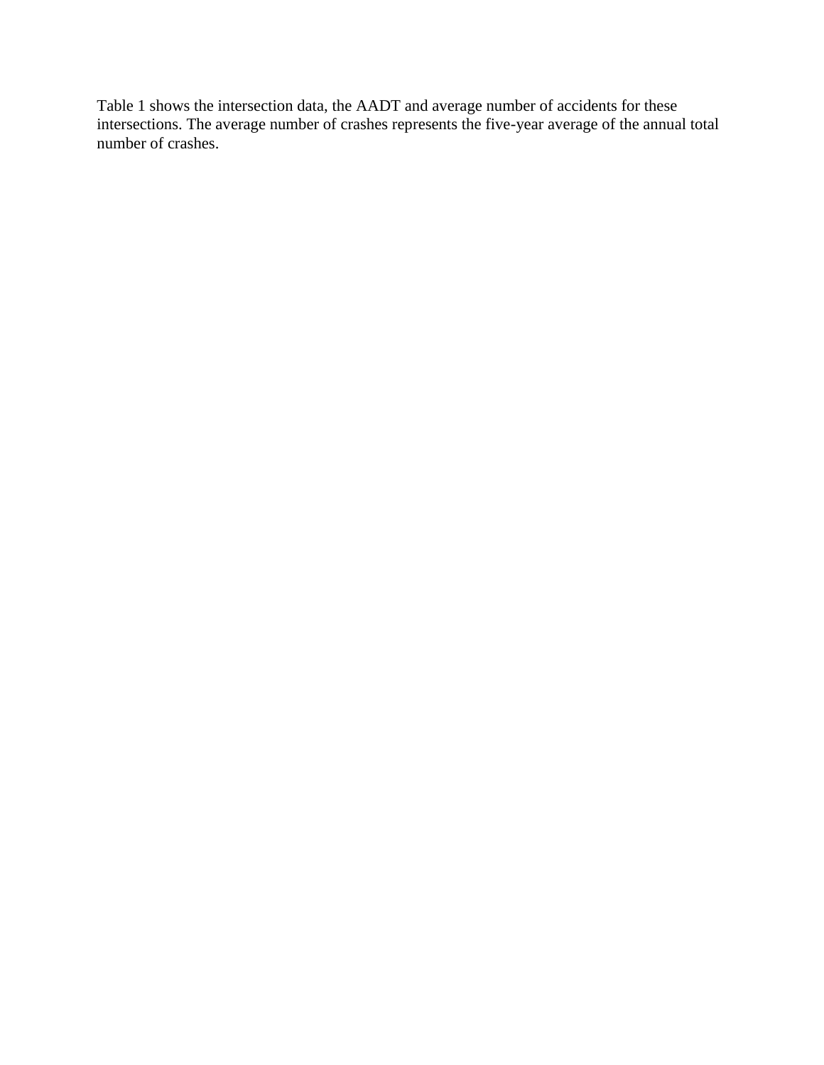Table 1 shows the intersection data, the AADT and average number of accidents for these intersections. The average number of crashes represents the five-year average of the annual total number of crashes.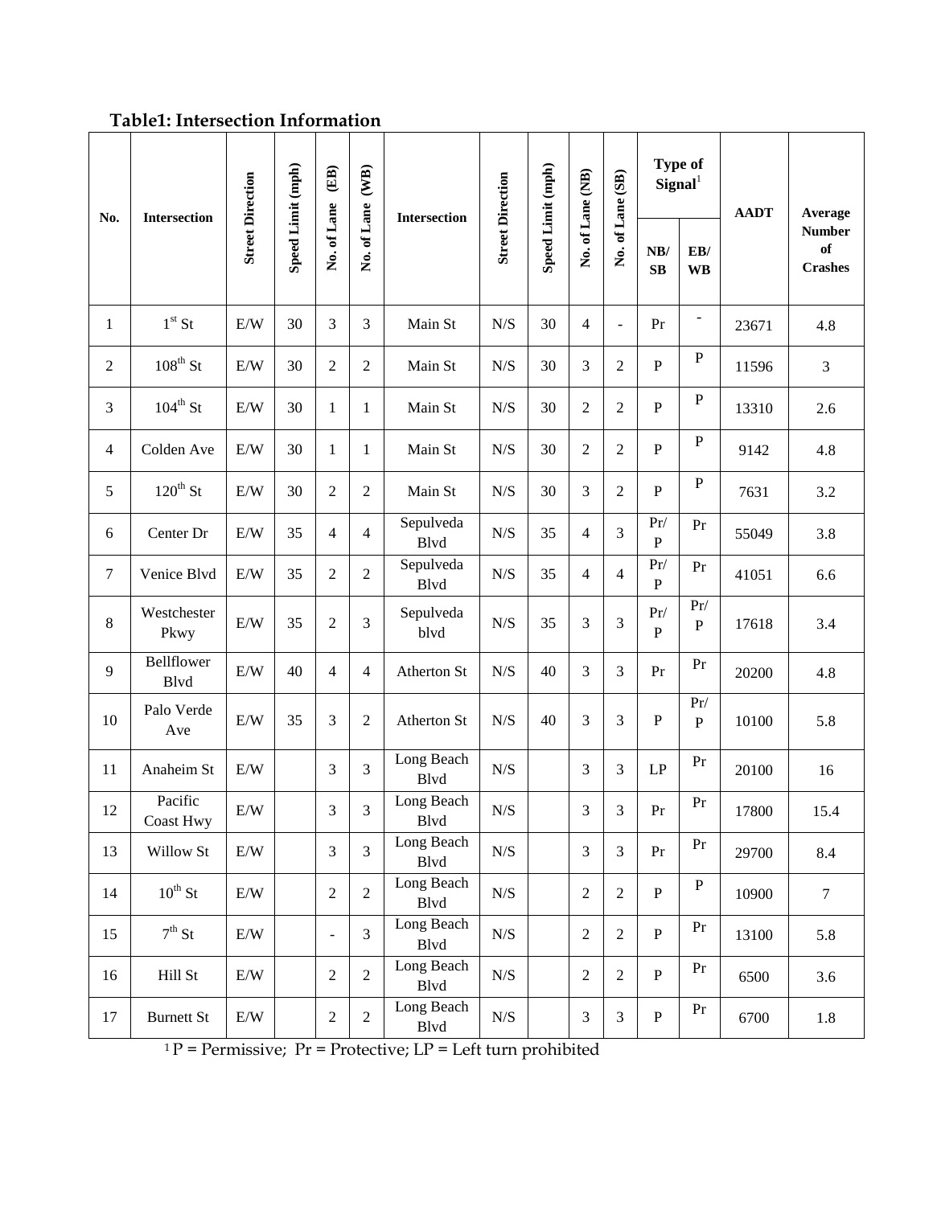**Table1: Intersection Information**

| No. | Intersection | Street Direction | Speed Limit (mph) | No. of Lane (EB) | No. of Lane (WB) | Intersection | Street Direction | Speed Limit (mph) | No. of Lane (NB) | No. of Lane (SB) | Type of Signal[1] | | AADT | Average Number of Crashes |
|---|---|---|---|---|---|---|---|---|---|---|---|---|---|---|
| | | | | | | | | | | | NB/ SB | EB/ WB | | |
| 1 | 1st St | E/W | 30 | 3 | 3 | Main St | N/S | 30 | 4 | - | Pr | - | 23671 | 4.8 |
| 2 | 108th St | E/W | 30 | 2 | 2 | Main St | N/S | 30 | 3 | 2 | P | P | 11596 | 3 |
| 3 | 104th St | E/W | 30 | 1 | 1 | Main St | N/S | 30 | 2 | 2 | P | P | 13310 | 2.6 |
| 4 | Colden Ave | E/W | 30 | 1 | 1 | Main St | N/S | 30 | 2 | 2 | P | P | 9142 | 4.8 |
| 5 | 120th St | E/W | 30 | 2 | 2 | Main St | N/S | 30 | 3 | 2 | P | P | 7631 | 3.2 |
| 6 | Center Dr | E/W | 35 | 4 | 4 | Sepulveda Blvd | N/S | 35 | 4 | 3 | Pr/ P | Pr | 55049 | 3.8 |
| 7 | Venice Blvd | E/W | 35 | 2 | 2 | Sepulveda Blvd | N/S | 35 | 4 | 4 | Pr/ P | Pr | 41051 | 6.6 |
| 8 | Westchester Pkwy | E/W | 35 | 2 | 3 | Sepulveda blvd | N/S | 35 | 3 | 3 | Pr/ P | Pr/ P | 17618 | 3.4 |
| 9 | Bellflower Blvd | E/W | 40 | 4 | 4 | Atherton St | N/S | 40 | 3 | 3 | Pr | Pr | 20200 | 4.8 |
| 10 | Palo Verde Ave | E/W | 35 | 3 | 2 | Atherton St | N/S | 40 | 3 | 3 | P | Pr/ P | 10100 | 5.8 |
| 11 | Anaheim St | E/W | | 3 | 3 | Long Beach Blvd | N/S | | 3 | 3 | LP | Pr | 20100 | 16 |
| 12 | Pacific Coast Hwy | E/W | | 3 | 3 | Long Beach Blvd | N/S | | 3 | 3 | Pr | Pr | 17800 | 15.4 |
| 13 | Willow St | E/W | | 3 | 3 | Long Beach Blvd | N/S | | 3 | 3 | Pr | Pr | 29700 | 8.4 |
| 14 | 10th St | E/W | | 2 | 2 | Long Beach Blvd | N/S | | 2 | 2 | P | P | 10900 | 7 |
| 15 | 7th St | E/W | | - | 3 | Long Beach Blvd | N/S | | 2 | 2 | P | Pr | 13100 | 5.8 |
| 16 | Hill St | E/W | | 2 | 2 | Long Beach Blvd | N/S | | 2 | 2 | P | Pr | 6500 | 3.6 |
| 17 | Burnett St | E/W | | 2 | 2 | Long Beach Blvd | N/S | | 3 | 3 | P | Pr | 6700 | 1.8 |

[1] P = Permissive; Pr = Protective; LP = Left turn prohibited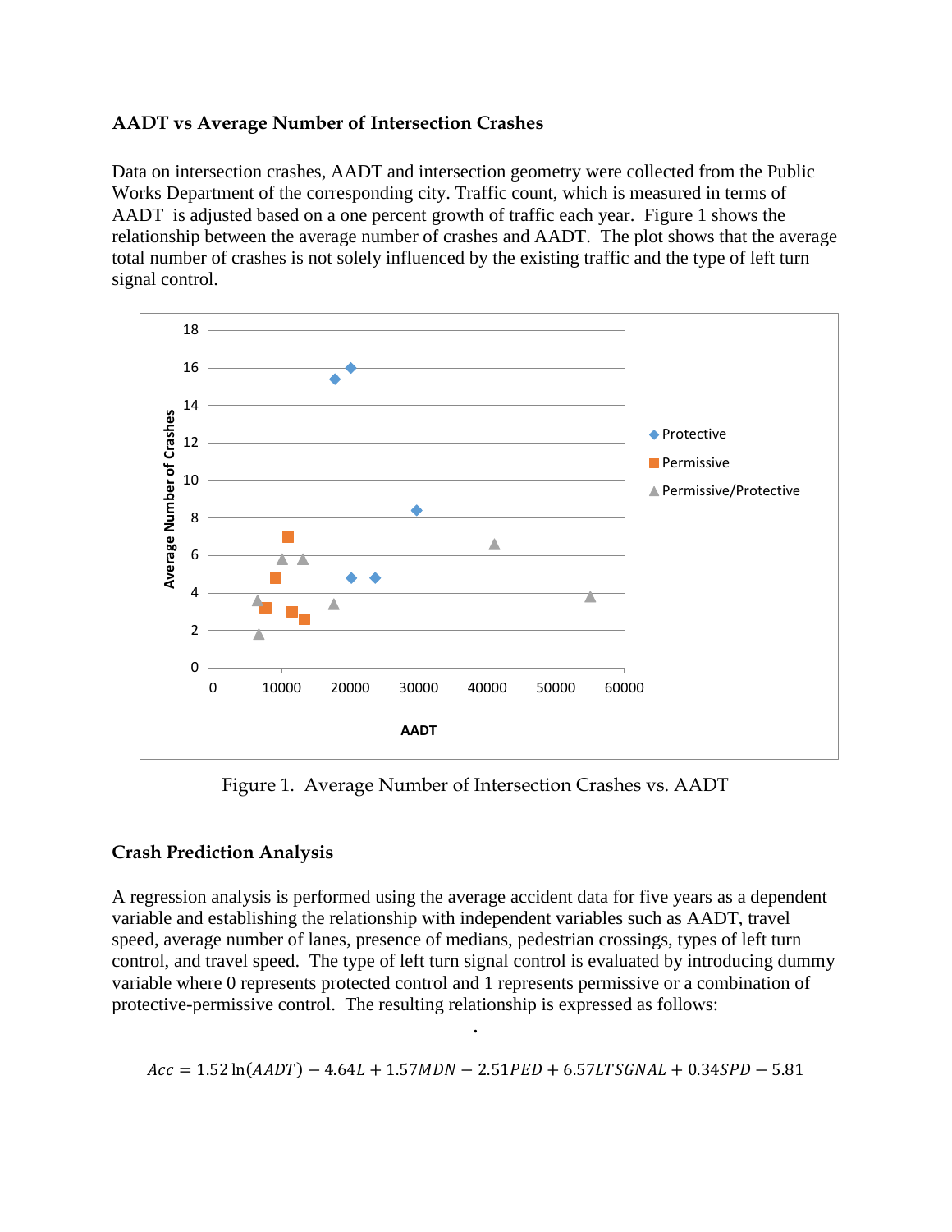### AADT vs Average Number of Intersection Crashes

Data on intersection crashes, AADT and intersection geometry were collected from the Public Works Department of the corresponding city. Traffic count, which is measured in terms of AADT is adjusted based on a one percent growth of traffic each year. Figure 1 shows the relationship between the average number of crashes and AADT. The plot shows that the average total number of crashes is not solely influenced by the existing traffic and the type of left turn signal control.

Figure 1. Average Number of Intersection Crashes vs. AADT

### Crash Prediction Analysis

A regression analysis is performed using the average accident data for five years as a dependent variable and establishing the relationship with independent variables such as AADT, travel speed, average number of lanes, presence of medians, pedestrian crossings, types of left turn control, and travel speed. The type of left turn signal control is evaluated by introducing dummy variable where 0 represents protected control and 1 represents permissive or a combination of protective-permissive control. The resulting relationship is expressed as follows:

$$Acc = 1.52\ln(AADT) - 4.64L + 1.57MDN - 2.51PED + 6.57LTSGNAL + 0.34SPD - 5.81$$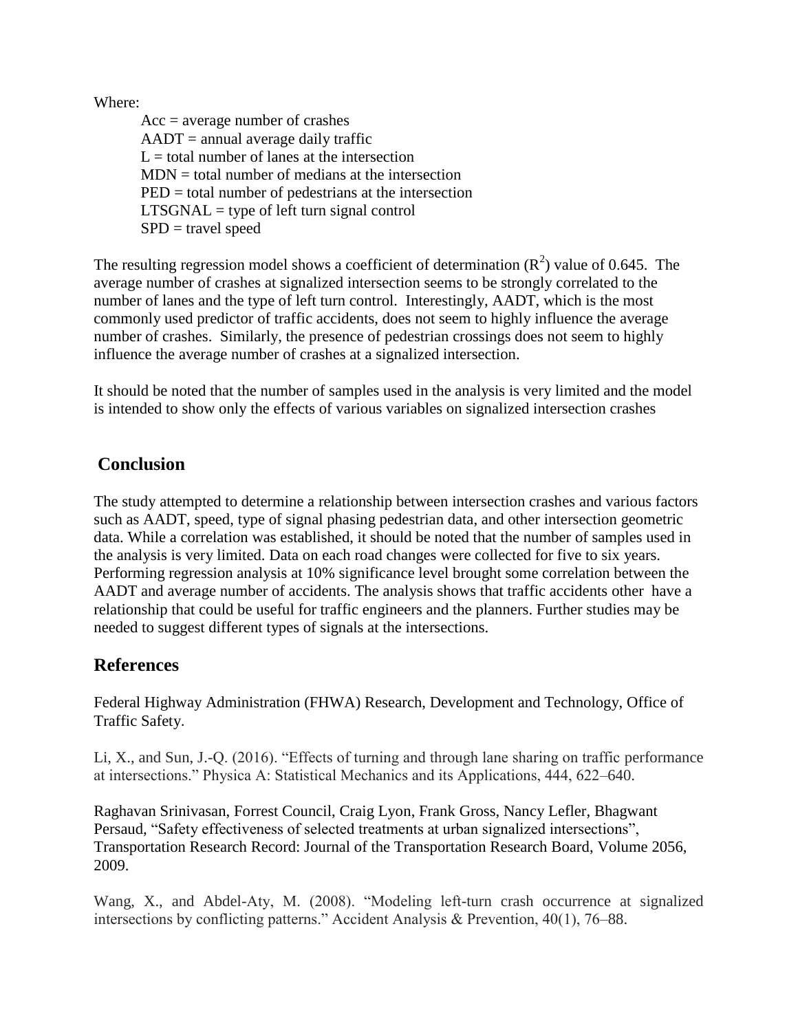Where:

Acc = average number of crashes
AADT = annual average daily traffic
L = total number of lanes at the intersection
MDN = total number of medians at the intersection
PED = total number of pedestrians at the intersection
LTSGNAL = type of left turn signal control
SPD = travel speed

The resulting regression model shows a coefficient of determination ($R^2$) value of 0.645. The average number of crashes at signalized intersection seems to be strongly correlated to the number of lanes and the type of left turn control. Interestingly, AADT, which is the most commonly used predictor of traffic accidents, does not seem to highly influence the average number of crashes. Similarly, the presence of pedestrian crossings does not seem to highly influence the average number of crashes at a signalized intersection.

It should be noted that the number of samples used in the analysis is very limited and the model is intended to show only the effects of various variables on signalized intersection crashes

## Conclusion

The study attempted to determine a relationship between intersection crashes and various factors such as AADT, speed, type of signal phasing pedestrian data, and other intersection geometric data. While a correlation was established, it should be noted that the number of samples used in the analysis is very limited. Data on each road changes were collected for five to six years. Performing regression analysis at 10% significance level brought some correlation between the AADT and average number of accidents. The analysis shows that traffic accidents other have a relationship that could be useful for traffic engineers and the planners. Further studies may be needed to suggest different types of signals at the intersections.

## References

Federal Highway Administration (FHWA) Research, Development and Technology, Office of Traffic Safety.

Li, X., and Sun, J.-Q. (2016). "Effects of turning and through lane sharing on traffic performance at intersections." Physica A: Statistical Mechanics and its Applications, 444, 622–640.

Raghavan Srinivasan, Forrest Council, Craig Lyon, Frank Gross, Nancy Lefler, Bhagwant Persaud, "Safety effectiveness of selected treatments at urban signalized intersections", Transportation Research Record: Journal of the Transportation Research Board, Volume 2056, 2009.

Wang, X., and Abdel-Aty, M. (2008). "Modeling left-turn crash occurrence at signalized intersections by conflicting patterns." Accident Analysis & Prevention, 40(1), 76–88.